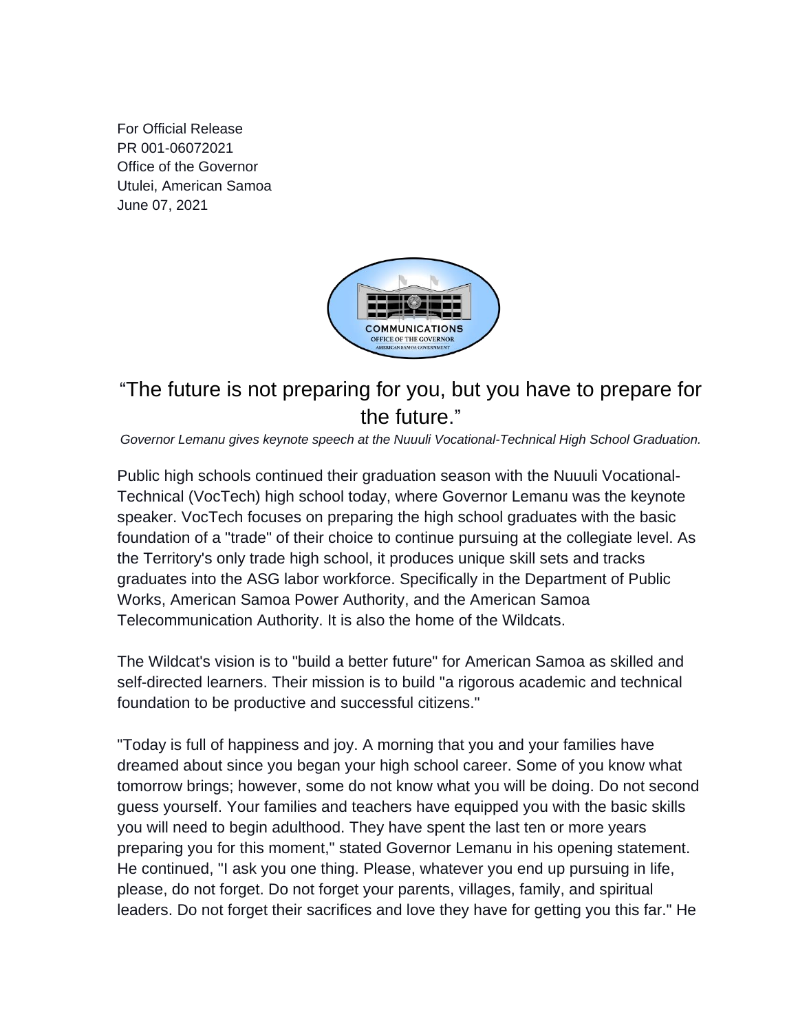For Official Release
PR 001-06072021
Office of the Governor
Utulei, American Samoa
June 07, 2021

# “The future is not preparing for you, but you have to prepare for the future.”

*Governor Lemanu gives keynote speech at the Nuuuli Vocational-Technical High School Graduation.*

Public high schools continued their graduation season with the Nuuuli Vocational-Technical (VocTech) high school today, where Governor Lemanu was the keynote speaker. VocTech focuses on preparing the high school graduates with the basic foundation of a "trade" of their choice to continue pursuing at the collegiate level. As the Territory's only trade high school, it produces unique skill sets and tracks graduates into the ASG labor workforce. Specifically in the Department of Public Works, American Samoa Power Authority, and the American Samoa Telecommunication Authority. It is also the home of the Wildcats.

The Wildcat's vision is to "build a better future" for American Samoa as skilled and self-directed learners. Their mission is to build "a rigorous academic and technical foundation to be productive and successful citizens."

"Today is full of happiness and joy. A morning that you and your families have dreamed about since you began your high school career. Some of you know what tomorrow brings; however, some do not know what you will be doing. Do not second guess yourself. Your families and teachers have equipped you with the basic skills you will need to begin adulthood. They have spent the last ten or more years preparing you for this moment," stated Governor Lemanu in his opening statement. He continued, "I ask you one thing. Please, whatever you end up pursuing in life, please, do not forget. Do not forget your parents, villages, family, and spiritual leaders. Do not forget their sacrifices and love they have for getting you this far." He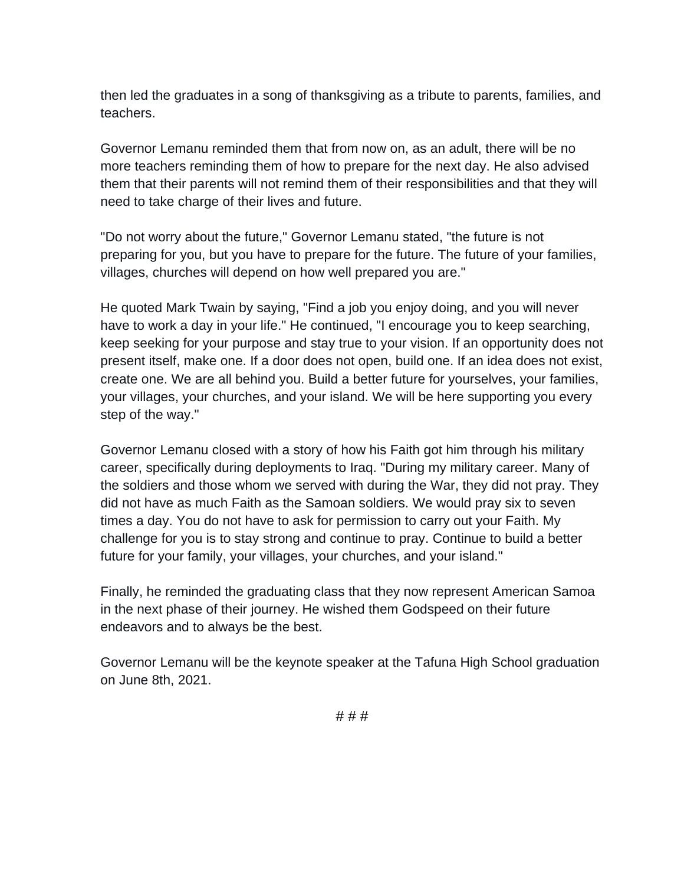then led the graduates in a song of thanksgiving as a tribute to parents, families, and teachers.

Governor Lemanu reminded them that from now on, as an adult, there will be no more teachers reminding them of how to prepare for the next day. He also advised them that their parents will not remind them of their responsibilities and that they will need to take charge of their lives and future.

"Do not worry about the future," Governor Lemanu stated, "the future is not preparing for you, but you have to prepare for the future. The future of your families, villages, churches will depend on how well prepared you are."

He quoted Mark Twain by saying, "Find a job you enjoy doing, and you will never have to work a day in your life." He continued, "I encourage you to keep searching, keep seeking for your purpose and stay true to your vision. If an opportunity does not present itself, make one. If a door does not open, build one. If an idea does not exist, create one. We are all behind you. Build a better future for yourselves, your families, your villages, your churches, and your island. We will be here supporting you every step of the way."

Governor Lemanu closed with a story of how his Faith got him through his military career, specifically during deployments to Iraq. "During my military career. Many of the soldiers and those whom we served with during the War, they did not pray. They did not have as much Faith as the Samoan soldiers. We would pray six to seven times a day. You do not have to ask for permission to carry out your Faith. My challenge for you is to stay strong and continue to pray. Continue to build a better future for your family, your villages, your churches, and your island."

Finally, he reminded the graduating class that they now represent American Samoa in the next phase of their journey. He wished them Godspeed on their future endeavors and to always be the best.

Governor Lemanu will be the keynote speaker at the Tafuna High School graduation on June 8th, 2021.

# # #